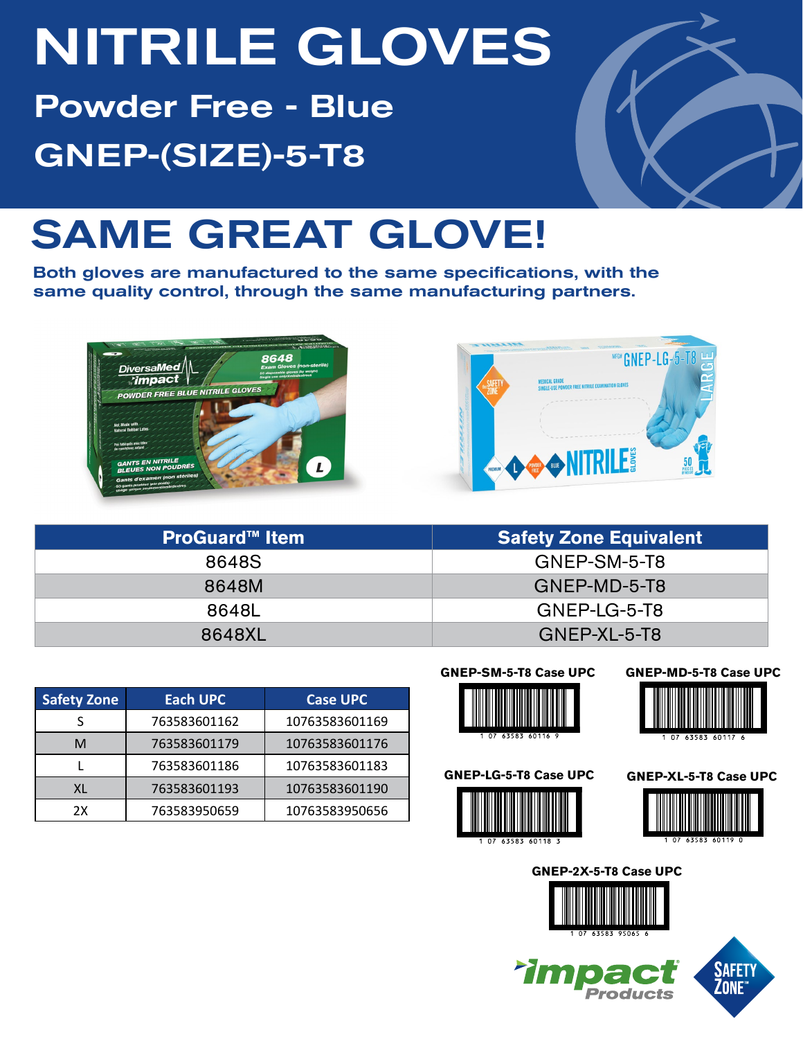# NITRILE GLOVES

## Powder Free - Blue

## GNEP-(SIZE)-5-T8

# SAME GREAT GLOVE!

**Both gloves are manufactured to the same specifications, with the same quality control, through the same manufacturing partners.**

| ProGuard™ Item | Safety Zone Equivalent |
| --- | --- |
| 8648S | GNEP-SM-5-T8 |
| 8648M | GNEP-MD-5-T8 |
| 8648L | GNEP-LG-5-T8 |
| 8648XL | GNEP-XL-5-T8 |

| Safety Zone | Each UPC | Case UPC |
| --- | --- | --- |
| S | 763583601162 | 10763583601169 |
| M | 763583601179 | 10763583601176 |
| L | 763583601186 | 10763583601183 |
| XL | 763583601193 | 10763583601190 |
| 2X | 763583950659 | 10763583950656 |

**GNEP-SM-5-T8 Case UPC**

1 07 63583 60116 9

**GNEP-MD-5-T8 Case UPC**

1 07 63583 60117 6

**GNEP-LG-5-T8 Case UPC**

1 07 63583 60118 3

**GNEP-XL-5-T8 Case UPC**

1 07 63583 60119 0

**GNEP-2X-5-T8 Case UPC**

1 07 63583 95065 6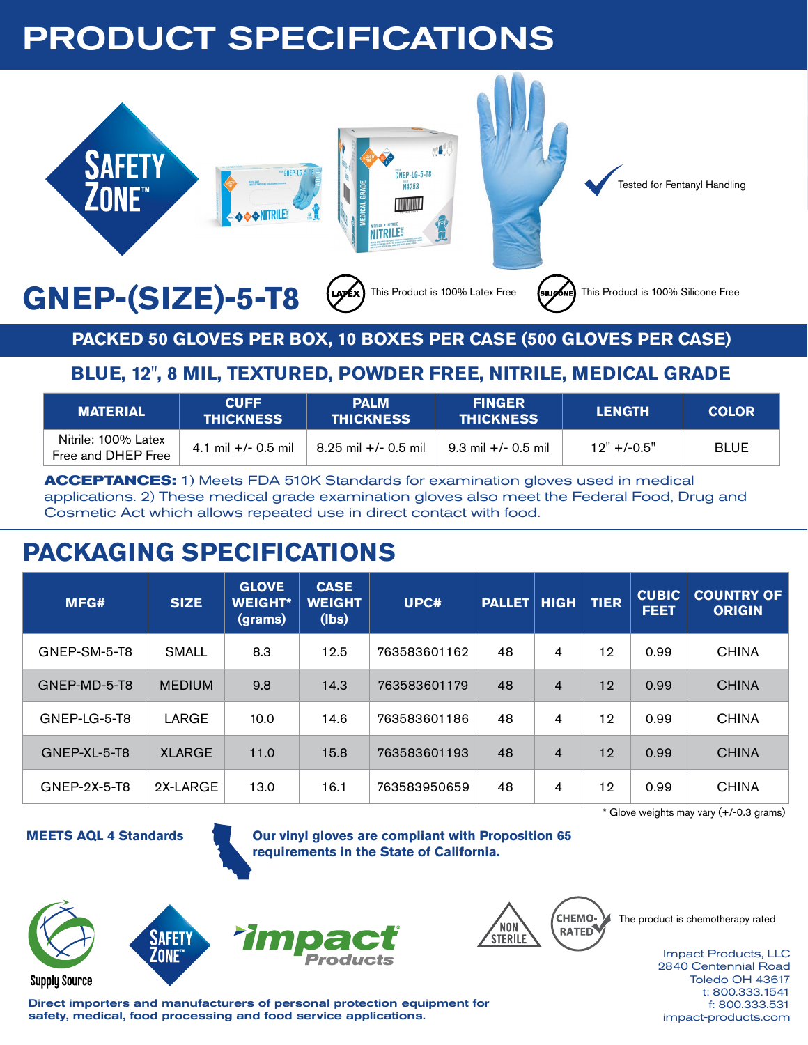# PRODUCT SPECIFICATIONS

Tested for Fentanyl Handling

## GNEP-(SIZE)-5-T8

This Product is 100% Latex Free

This Product is 100% Silicone Free

**PACKED 50 GLOVES PER BOX, 10 BOXES PER CASE (500 GLOVES PER CASE)**

### BLUE, 12", 8 MIL, TEXTURED, POWDER FREE, NITRILE, MEDICAL GRADE

| MATERIAL | CUFF THICKNESS | PALM THICKNESS | FINGER THICKNESS | LENGTH | COLOR |
|---|---|---|---|---|---|
| Nitrile: 100% Latex Free and DHEP Free | 4.1 mil +/- 0.5 mil | 8.25 mil +/- 0.5 mil | 9.3 mil +/- 0.5 mil | 12" +/-0.5" | BLUE |

**ACCEPTANCES:** 1) Meets FDA 510K Standards for examination gloves used in medical applications. 2) These medical grade examination gloves also meet the Federal Food, Drug and Cosmetic Act which allows repeated use in direct contact with food.

## PACKAGING SPECIFICATIONS

| MFG# | SIZE | GLOVE WEIGHT* (grams) | CASE WEIGHT (lbs) | UPC# | PALLET | HIGH | TIER | CUBIC FEET | COUNTRY OF ORIGIN |
|---|---|---|---|---|---|---|---|---|---|
| GNEP-SM-5-T8 | SMALL | 8.3 | 12.5 | 763583601162 | 48 | 4 | 12 | 0.99 | CHINA |
| GNEP-MD-5-T8 | MEDIUM | 9.8 | 14.3 | 763583601179 | 48 | 4 | 12 | 0.99 | CHINA |
| GNEP-LG-5-T8 | LARGE | 10.0 | 14.6 | 763583601186 | 48 | 4 | 12 | 0.99 | CHINA |
| GNEP-XL-5-T8 | XLARGE | 11.0 | 15.8 | 763583601193 | 48 | 4 | 12 | 0.99 | CHINA |
| GNEP-2X-5-T8 | 2X-LARGE | 13.0 | 16.1 | 763583950659 | 48 | 4 | 12 | 0.99 | CHINA |

* Glove weights may vary (+/-0.3 grams)

**MEETS AQL 4 Standards**

**Our vinyl gloves are compliant with Proposition 65 requirements in the State of California.**

NON STERILE

CHEMO-RATED

The product is chemotherapy rated

Impact Products, LLC
2840 Centennial Road
Toledo OH 43617
t: 800.333.1541
f: 800.333.531
impact-products.com

**Direct importers and manufacturers of personal protection equipment for safety, medical, food processing and food service applications.**